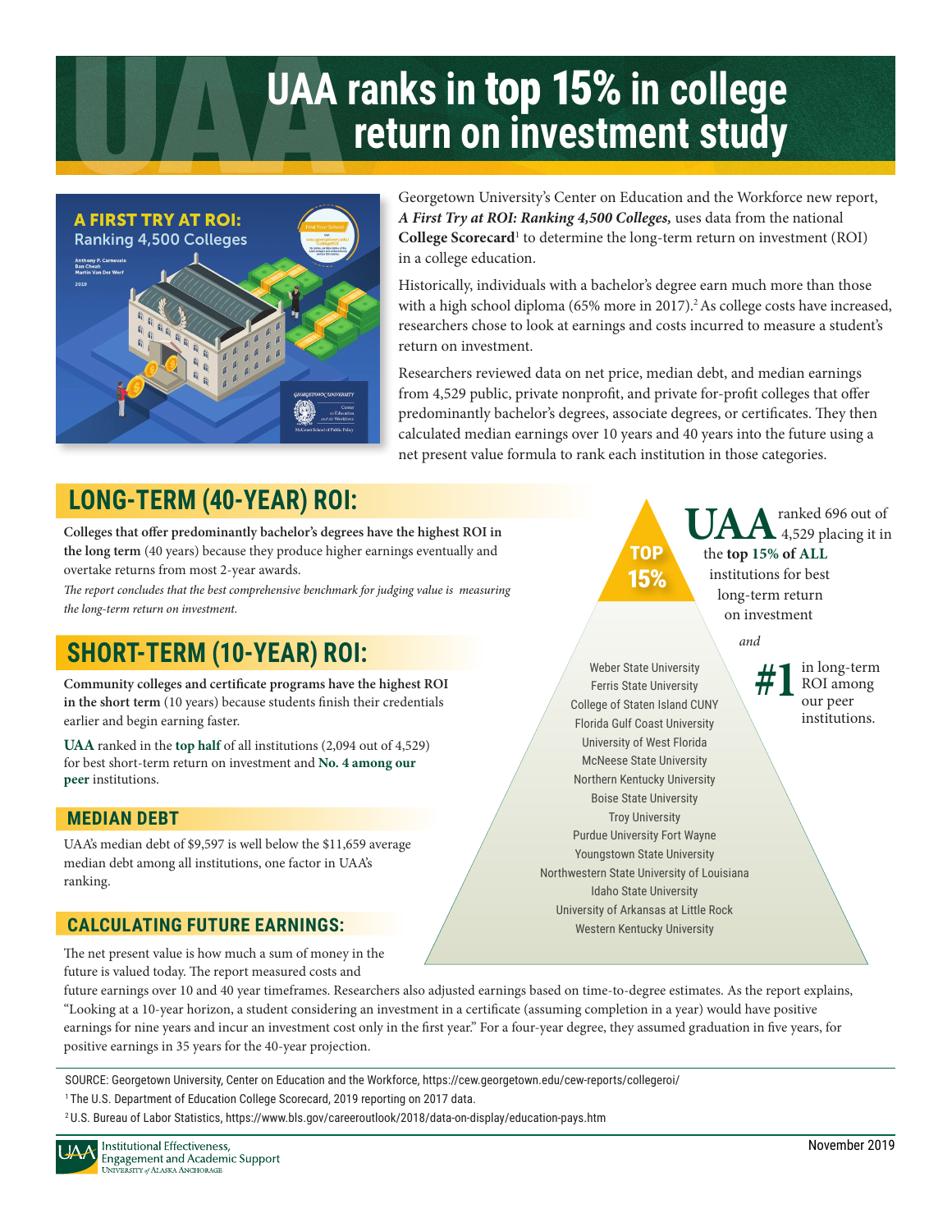# UAA ranks in top 15% in college return on investment study

Georgetown University's Center on Education and the Workforce new report, ***A First Try at ROI: Ranking 4,500 Colleges,*** uses data from the national **College Scorecard**[1] to determine the long-term return on investment (ROI) in a college education.

Historically, individuals with a bachelor's degree earn much more than those with a high school diploma (65% more in 2017).[2] As college costs have increased, researchers chose to look at earnings and costs incurred to measure a student's return on investment.

Researchers reviewed data on net price, median debt, and median earnings from 4,529 public, private nonprofit, and private for-profit colleges that offer predominantly bachelor's degrees, associate degrees, or certificates. They then calculated median earnings over 10 years and 40 years into the future using a net present value formula to rank each institution in those categories.

## LONG-TERM (40-YEAR) ROI:

**Colleges that offer predominantly bachelor's degrees have the highest ROI in the long term** (40 years) because they produce higher earnings eventually and overtake returns from most 2-year awards.

*The report concludes that the best comprehensive benchmark for judging value is measuring the long-term return on investment.*

## SHORT-TERM (10-YEAR) ROI:

**Community colleges and certificate programs have the highest ROI in the short term** (10 years) because students finish their credentials earlier and begin earning faster.

**UAA** ranked in the **top half** of all institutions (2,094 out of 4,529) for best short-term return on investment and **No. 4 among our peer** institutions.

### MEDIAN DEBT

UAA's median debt of $9,597 is well below the $11,659 average median debt among all institutions, one factor in UAA's ranking.

### CALCULATING FUTURE EARNINGS:

The net present value is how much a sum of money in the future is valued today. The report measured costs and future earnings over 10 and 40 year timeframes. Researchers also adjusted earnings based on time-to-degree estimates. As the report explains, "Looking at a 10-year horizon, a student considering an investment in a certificate (assuming completion in a year) would have positive earnings for nine years and incur an investment cost only in the first year." For a four-year degree, they assumed graduation in five years, for positive earnings in 35 years for the 40-year projection.

**TOP 15%**

**UAA** ranked 696 out of 4,529 placing it in the **top 15% of ALL** institutions for best long-term return on investment

*and*

**#1** in long-term ROI among our peer institutions.

- Weber State University
- Ferris State University
- College of Staten Island CUNY
- Florida Gulf Coast University
- University of West Florida
- McNeese State University
- Northern Kentucky University
- Boise State University
- Troy University
- Purdue University Fort Wayne
- Youngstown State University
- Northwestern State University of Louisiana
- Idaho State University
- University of Arkansas at Little Rock
- Western Kentucky University

SOURCE: Georgetown University, Center on Education and the Workforce, https://cew.georgetown.edu/cew-reports/collegeroi/

[1] The U.S. Department of Education College Scorecard, 2019 reporting on 2017 data.

[2] U.S. Bureau of Labor Statistics, https://www.bls.gov/careeroutlook/2018/data-on-display/education-pays.htm

Institutional Effectiveness, Engagement and Academic Support
University of Alaska Anchorage

November 2019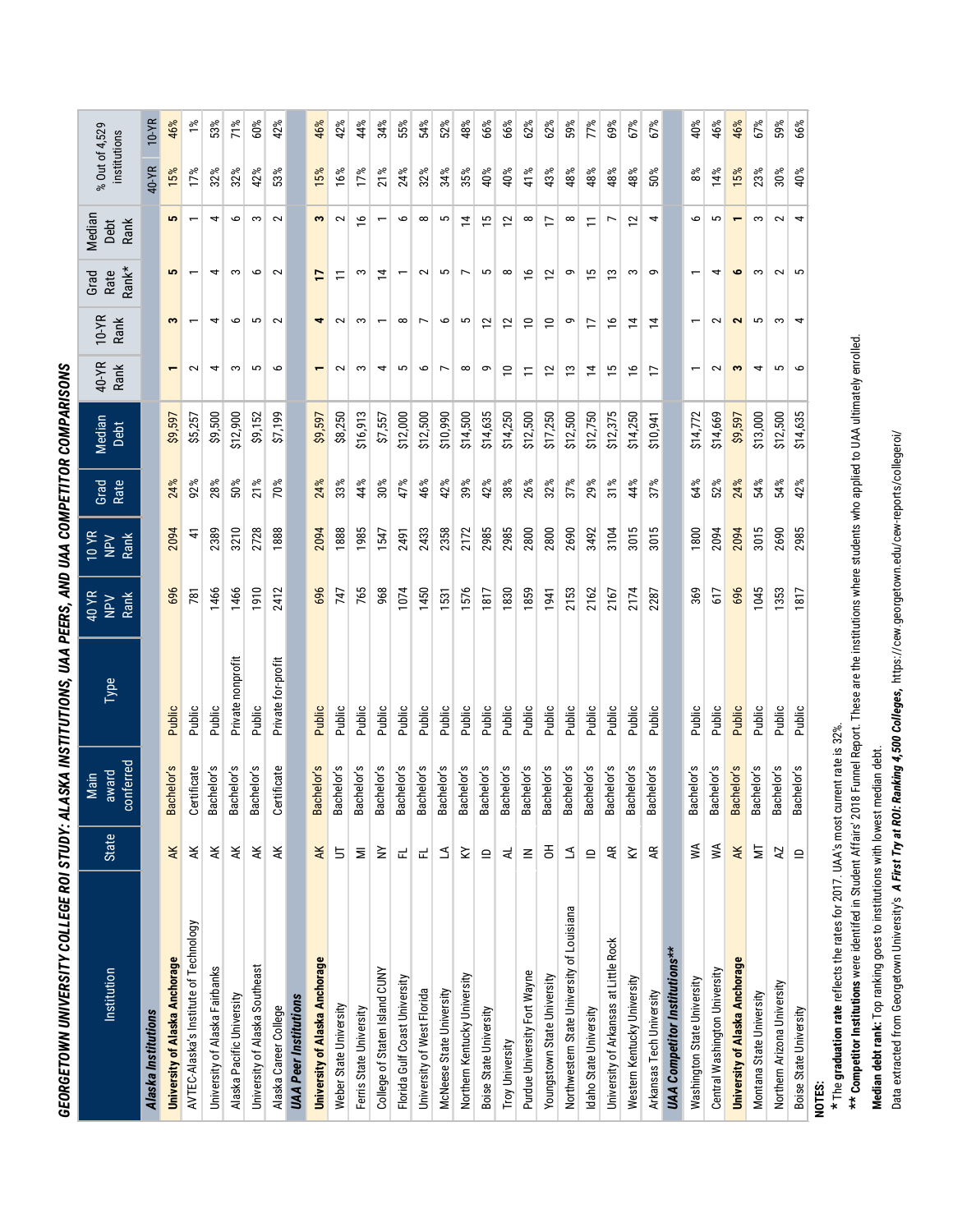# GEORGETOWN UNIVERSITY COLLEGE ROI STUDY: ALASKA INSTITUTIONS, UAA PEERS, AND UAA COMPETITOR COMPARISONS

| Institution | State | Main award conferred | Type | 40 YR NPV Rank | 10 YR NPV Rank | Grad Rate | Median Debt | 40-YR Rank | 10-YR Rank | Grad Rate Rank* | Median Debt Rank | % Out of 4,529 institutions | |
|---|---|---|---|---|---|---|---|---|---|---|---|---|---|
| | | | | | | | | | | | | 40-YR | 10-YR |
| ***Alaska Institutions*** | | | | | | | | | | | | | |
| **University of Alaska Anchorage** | AK | Bachelor's | Public | 696 | 2094 | 24% | $9,597 | **1** | **3** | **5** | **5** | 15% | 46% |
| AVTEC-Alaska's Institute of Technology | AK | Certificate | Public | 781 | 41 | 92% | $5,257 | 2 | 1 | 1 | 1 | 17% | 1% |
| University of Alaska Fairbanks | AK | Bachelor's | Public | 1466 | 2389 | 28% | $9,500 | 4 | 4 | 4 | 4 | 32% | 53% |
| Alaska Pacific University | AK | Bachelor's | Private nonprofit | 1466 | 3210 | 50% | $12,900 | 3 | 6 | 3 | 6 | 32% | 71% |
| University of Alaska Southeast | AK | Bachelor's | Public | 1910 | 2728 | 21% | $9,152 | 5 | 5 | 6 | 3 | 42% | 60% |
| Alaska Career College | AK | Certificate | Private for-profit | 2412 | 1888 | 70% | $7,199 | 6 | 2 | 2 | 2 | 53% | 42% |
| ***UAA Peer Institutions*** | | | | | | | | | | | | | |
| **University of Alaska Anchorage** | AK | Bachelor's | Public | 696 | 2094 | 24% | $9,597 | **1** | **4** | **17** | **3** | 15% | 46% |
| Weber State University | UT | Bachelor's | Public | 747 | 1888 | 33% | $8,250 | 2 | 2 | 11 | 2 | 16% | 42% |
| Ferris State University | MI | Bachelor's | Public | 765 | 1985 | 44% | $16,913 | 3 | 3 | 3 | 16 | 17% | 44% |
| College of Staten Island CUNY | NY | Bachelor's | Public | 968 | 1547 | 30% | $7,557 | 4 | 1 | 14 | 1 | 21% | 34% |
| Florida Gulf Coast University | FL | Bachelor's | Public | 1074 | 2491 | 47% | $12,000 | 5 | 8 | 1 | 6 | 24% | 55% |
| University of West Florida | FL | Bachelor's | Public | 1450 | 2433 | 46% | $12,500 | 6 | 7 | 2 | 8 | 32% | 54% |
| McNeese State University | LA | Bachelor's | Public | 1531 | 2358 | 42% | $10,990 | 7 | 6 | 5 | 5 | 34% | 52% |
| Northern Kentucky University | KY | Bachelor's | Public | 1576 | 2172 | 39% | $14,500 | 8 | 5 | 7 | 14 | 35% | 48% |
| Boise State University | ID | Bachelor's | Public | 1817 | 2985 | 42% | $14,635 | 9 | 12 | 5 | 15 | 40% | 66% |
| Troy University | AL | Bachelor's | Public | 1830 | 2985 | 38% | $14,250 | 10 | 12 | 8 | 12 | 40% | 66% |
| Purdue University Fort Wayne | IN | Bachelor's | Public | 1859 | 2800 | 26% | $12,500 | 11 | 10 | 16 | 8 | 41% | 62% |
| Youngstown State University | OH | Bachelor's | Public | 1941 | 2800 | 32% | $17,250 | 12 | 10 | 12 | 17 | 43% | 62% |
| Northwestern State University of Louisiana | LA | Bachelor's | Public | 2153 | 2690 | 37% | $12,500 | 13 | 9 | 9 | 8 | 48% | 59% |
| Idaho State University | ID | Bachelor's | Public | 2162 | 3492 | 29% | $12,750 | 14 | 17 | 15 | 11 | 48% | 77% |
| University of Arkansas at Little Rock | AR | Bachelor's | Public | 2167 | 3104 | 31% | $12,375 | 15 | 16 | 13 | 7 | 48% | 69% |
| Western Kentucky University | KY | Bachelor's | Public | 2174 | 3015 | 44% | $14,250 | 16 | 14 | 3 | 12 | 48% | 67% |
| Arkansas Tech University | AR | Bachelor's | Public | 2287 | 3015 | 37% | $10,941 | 17 | 14 | 9 | 4 | 50% | 67% |
| ***UAA Competitor Institutions**** | | | | | | | | | | | | | |
| Washington State University | WA | Bachelor's | Public | 369 | 1800 | 64% | $14,772 | 1 | 1 | 1 | 6 | 8% | 40% |
| Central Washington University | WA | Bachelor's | Public | 617 | 2094 | 52% | $14,669 | 2 | 2 | 4 | 5 | 14% | 46% |
| **University of Alaska Anchorage** | AK | Bachelor's | Public | 696 | 2094 | 24% | $9,597 | **3** | **2** | **6** | **1** | 15% | 46% |
| Montana State University | MT | Bachelor's | Public | 1045 | 3015 | 54% | $13,000 | 4 | 5 | 3 | 3 | 23% | 67% |
| Northern Arizona University | AZ | Bachelor's | Public | 1353 | 2690 | 54% | $12,500 | 5 | 3 | 2 | 2 | 30% | 59% |
| Boise State University | ID | Bachelor's | Public | 1817 | 2985 | 42% | $14,635 | 6 | 4 | 5 | 4 | 40% | 66% |

**NOTES:**

* The **graduation rate** reflects the rates for 2017. UAA's most current rate is 32%.

** **Competitor Institutions** were identifed in Student Affairs' 2018 Funnel Report. These are the institutions where students who applied to UAA ultimately enrolled.

**Median debt rank:** Top ranking goes to institutions with lowest median debt.

Data extracted from Georgetown University's ***A First Try at ROI: Ranking 4,500 Colleges,*** https://cew.georgetown.edu/cew-reports/collegeroi/